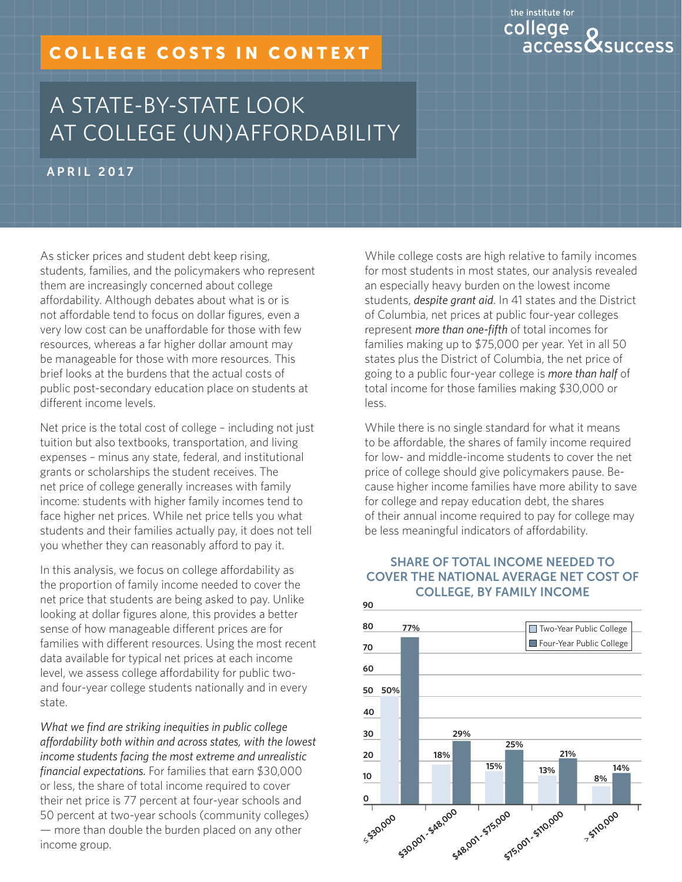the institute for college access & success

# COLLEGE COSTS IN CONTEXT

# A STATE-BY-STATE LOOK AT COLLEGE (UN)AFFORDABILITY

**APRIL 2017**

As sticker prices and student debt keep rising, students, families, and the policymakers who represent them are increasingly concerned about college affordability. Although debates about what is or is not affordable tend to focus on dollar figures, even a very low cost can be unaffordable for those with few resources, whereas a far higher dollar amount may be manageable for those with more resources. This brief looks at the burdens that the actual costs of public post-secondary education place on students at different income levels.

Net price is the total cost of college – including not just tuition but also textbooks, transportation, and living expenses – minus any state, federal, and institutional grants or scholarships the student receives. The net price of college generally increases with family income: students with higher family incomes tend to face higher net prices. While net price tells you what students and their families actually pay, it does not tell you whether they can reasonably afford to pay it.

In this analysis, we focus on college affordability as the proportion of family income needed to cover the net price that students are being asked to pay. Unlike looking at dollar figures alone, this provides a better sense of how manageable different prices are for families with different resources. Using the most recent data available for typical net prices at each income level, we assess college affordability for public two- and four-year college students nationally and in every state.

*What we find are striking inequities in public college affordability both within and across states, with the lowest income students facing the most extreme and unrealistic financial expectations.* For families that earn $30,000 or less, the share of total income required to cover their net price is 77 percent at four-year schools and 50 percent at two-year schools (community colleges) — more than double the burden placed on any other income group.

While college costs are high relative to family incomes for most students in most states, our analysis revealed an especially heavy burden on the lowest income students, *despite grant aid*. In 41 states and the District of Columbia, net prices at public four-year colleges represent *more than one-fifth* of total incomes for families making up to $75,000 per year. Yet in all 50 states plus the District of Columbia, the net price of going to a public four-year college is *more than half* of total income for those families making $30,000 or less.

While there is no single standard for what it means to be affordable, the shares of family income required for low- and middle-income students to cover the net price of college should give policymakers pause. Because higher income families have more ability to save for college and repay education debt, the shares of their annual income required to pay for college may be less meaningful indicators of affordability.

**SHARE OF TOTAL INCOME NEEDED TO COVER THE NATIONAL AVERAGE NET COST OF COLLEGE, BY FAMILY INCOME**

| Family Income | Two-Year Public College | Four-Year Public College |
|---|---|---|
| ≤ $30,000 | 50% | 77% |
| $30,001 - $48,000 | 18% | 29% |
| $48,001 - $75,000 | 15% | 25% |
| $75,001 - $110,000 | 13% | 21% |
| > $110,000 | 8% | 14% |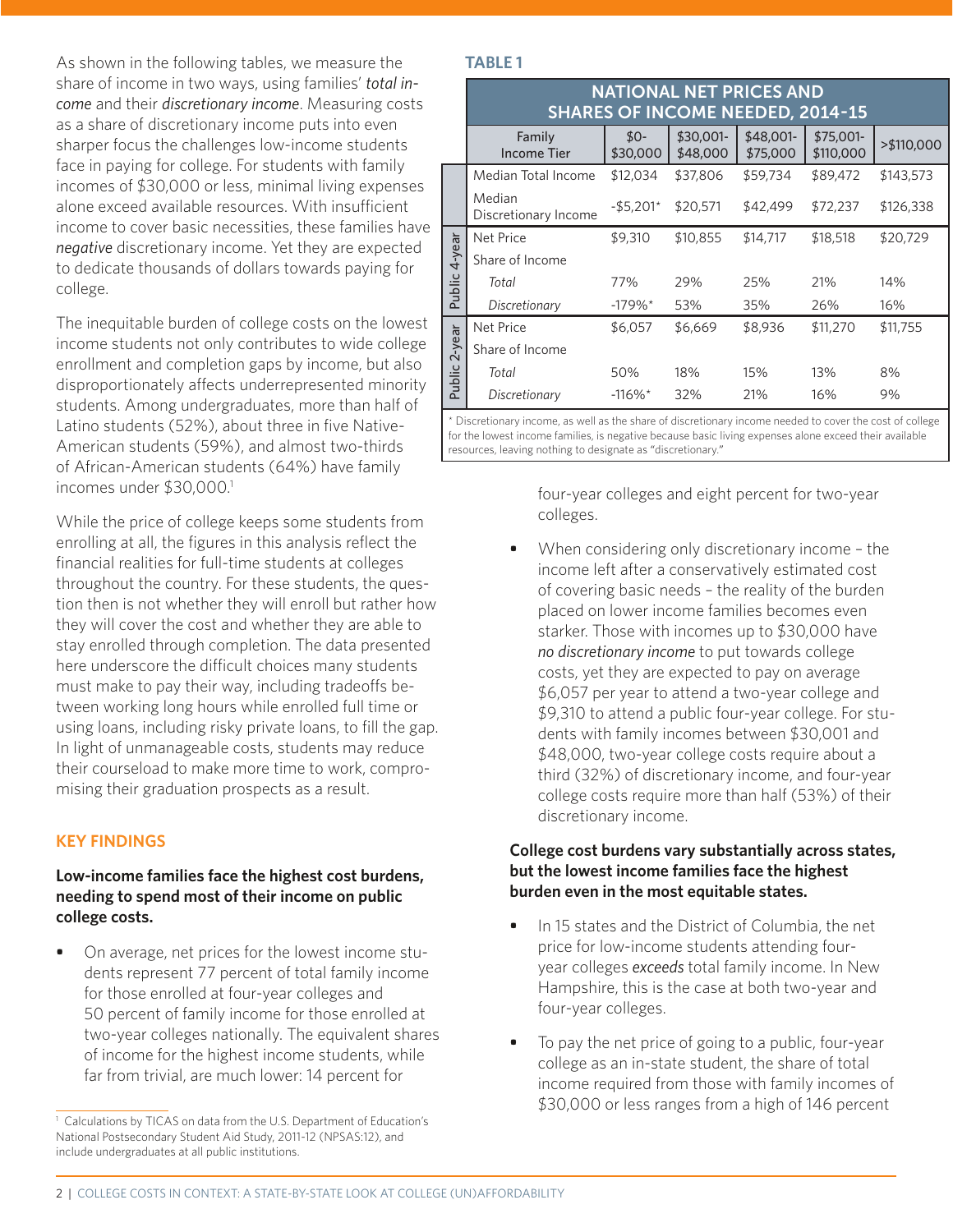As shown in the following tables, we measure the share of income in two ways, using families' *total income* and their *discretionary income*. Measuring costs as a share of discretionary income puts into even sharper focus the challenges low-income students face in paying for college. For students with family incomes of $30,000 or less, minimal living expenses alone exceed available resources. With insufficient income to cover basic necessities, these families have *negative* discretionary income. Yet they are expected to dedicate thousands of dollars towards paying for college.

The inequitable burden of college costs on the lowest income students not only contributes to wide college enrollment and completion gaps by income, but also disproportionately affects underrepresented minority students. Among undergraduates, more than half of Latino students (52%), about three in five Native-American students (59%), and almost two-thirds of African-American students (64%) have family incomes under $30,000.[1]

While the price of college keeps some students from enrolling at all, the figures in this analysis reflect the financial realities for full-time students at colleges throughout the country. For these students, the question then is not whether they will enroll but rather how they will cover the cost and whether they are able to stay enrolled through completion. The data presented here underscore the difficult choices many students must make to pay their way, including tradeoffs between working long hours while enrolled full time or using loans, including risky private loans, to fill the gap. In light of unmanageable costs, students may reduce their courseload to make more time to work, compromising their graduation prospects as a result.

**TABLE 1**

**NATIONAL NET PRICES AND SHARES OF INCOME NEEDED, 2014-15**

| | Family Income Tier | $0-$30,000 | $30,001-$48,000 | $48,001-$75,000 | $75,001-$110,000 | >$110,000 |
|---|---|---|---|---|---|---|
| | Median Total Income | $12,034 | $37,806 | $59,734 | $89,472 | $143,573 |
| | Median Discretionary Income | -$5,201* | $20,571 | $42,499 | $72,237 | $126,338 |
| Public 4-year | Net Price | $9,310 | $10,855 | $14,717 | $18,518 | $20,729 |
| | Share of Income | | | | | |
| | *Total* | 77% | 29% | 25% | 21% | 14% |
| | *Discretionary* | -179%* | 53% | 35% | 26% | 16% |
| Public 2-year | Net Price | $6,057 | $6,669 | $8,936 | $11,270 | $11,755 |
| | Share of Income | | | | | |
| | *Total* | 50% | 18% | 15% | 13% | 8% |
| | *Discretionary* | -116%* | 32% | 21% | 16% | 9% |

\* Discretionary income, as well as the share of discretionary income needed to cover the cost of college for the lowest income families, is negative because basic living expenses alone exceed their available resources, leaving nothing to designate as "discretionary."

## KEY FINDINGS

**Low-income families face the highest cost burdens, needing to spend most of their income on public college costs.**

- On average, net prices for the lowest income students represent 77 percent of total family income for those enrolled at four-year colleges and 50 percent of family income for those enrolled at two-year colleges nationally. The equivalent shares of income for the highest income students, while far from trivial, are much lower: 14 percent for four-year colleges and eight percent for two-year colleges.
- When considering only discretionary income – the income left after a conservatively estimated cost of covering basic needs – the reality of the burden placed on lower income families becomes even starker. Those with incomes up to $30,000 have *no discretionary income* to put towards college costs, yet they are expected to pay on average $6,057 per year to attend a two-year college and $9,310 to attend a public four-year college. For students with family incomes between $30,001 and $48,000, two-year college costs require about a third (32%) of discretionary income, and four-year college costs require more than half (53%) of their discretionary income.

**College cost burdens vary substantially across states, but the lowest income families face the highest burden even in the most equitable states.**

- In 15 states and the District of Columbia, the net price for low-income students attending four-year colleges *exceeds* total family income. In New Hampshire, this is the case at both two-year and four-year colleges.
- To pay the net price of going to a public, four-year college as an in-state student, the share of total income required from those with family incomes of $30,000 or less ranges from a high of 146 percent

[1] Calculations by TICAS on data from the U.S. Department of Education's National Postsecondary Student Aid Study, 2011-12 (NPSAS:12), and include undergraduates at all public institutions.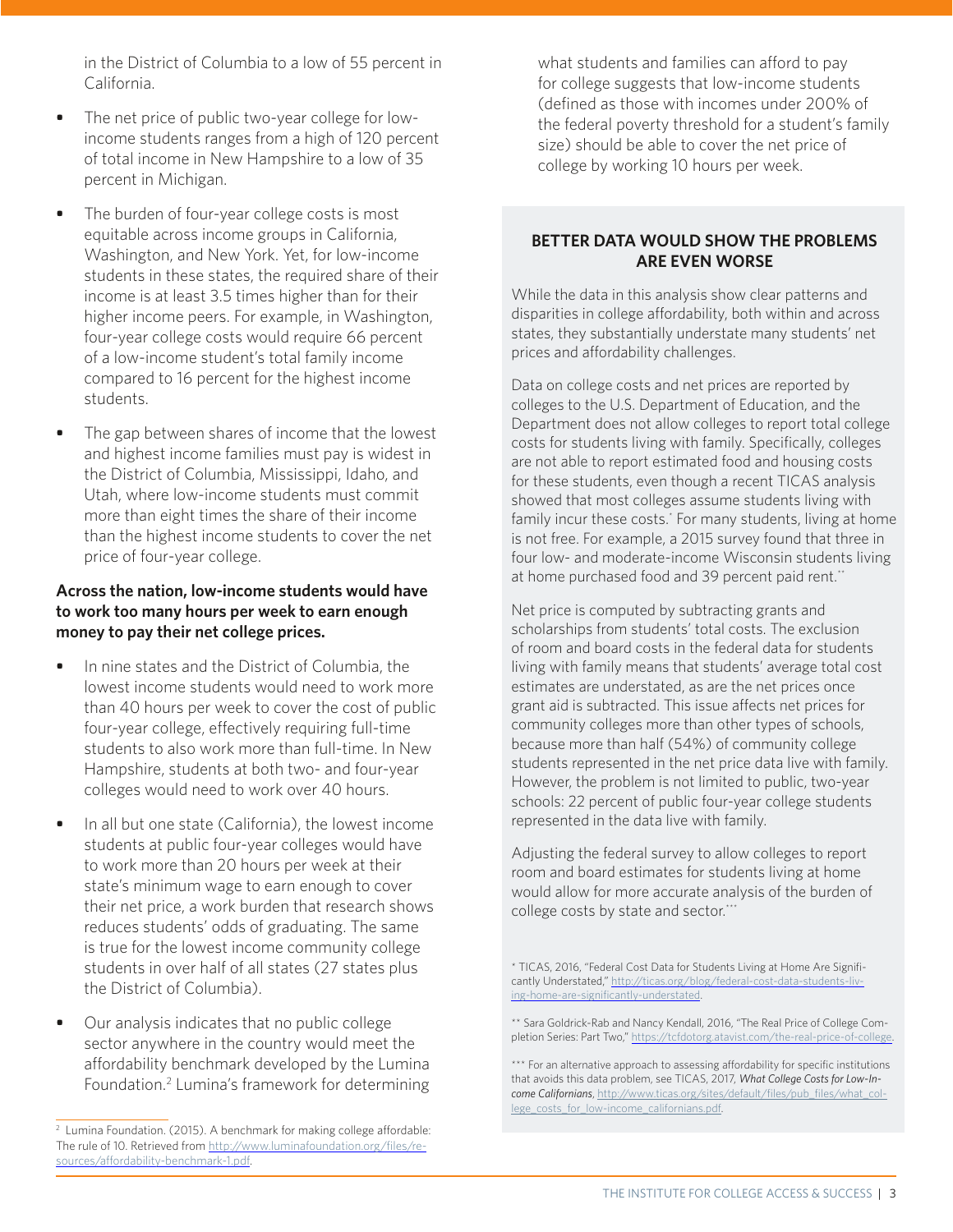in the District of Columbia to a low of 55 percent in California.

- The net price of public two-year college for low-income students ranges from a high of 120 percent of total income in New Hampshire to a low of 35 percent in Michigan.
- The burden of four-year college costs is most equitable across income groups in California, Washington, and New York. Yet, for low-income students in these states, the required share of their income is at least 3.5 times higher than for their higher income peers. For example, in Washington, four-year college costs would require 66 percent of a low-income student's total family income compared to 16 percent for the highest income students.
- The gap between shares of income that the lowest and highest income families must pay is widest in the District of Columbia, Mississippi, Idaho, and Utah, where low-income students must commit more than eight times the share of their income than the highest income students to cover the net price of four-year college.

**Across the nation, low-income students would have to work too many hours per week to earn enough money to pay their net college prices.**

- In nine states and the District of Columbia, the lowest income students would need to work more than 40 hours per week to cover the cost of public four-year college, effectively requiring full-time students to also work more than full-time. In New Hampshire, students at both two- and four-year colleges would need to work over 40 hours.
- In all but one state (California), the lowest income students at public four-year colleges would have to work more than 20 hours per week at their state's minimum wage to earn enough to cover their net price, a work burden that research shows reduces students' odds of graduating. The same is true for the lowest income community college students in over half of all states (27 states plus the District of Columbia).
- Our analysis indicates that no public college sector anywhere in the country would meet the affordability benchmark developed by the Lumina Foundation.[2] Lumina's framework for determining what students and families can afford to pay for college suggests that low-income students (defined as those with incomes under 200% of the federal poverty threshold for a student's family size) should be able to cover the net price of college by working 10 hours per week.

[2] Lumina Foundation. (2015). A benchmark for making college affordable: The rule of 10. Retrieved from http://www.luminafoundation.org/files/resources/affordability-benchmark-1.pdf.

## BETTER DATA WOULD SHOW THE PROBLEMS ARE EVEN WORSE

While the data in this analysis show clear patterns and disparities in college affordability, both within and across states, they substantially understate many students' net prices and affordability challenges.

Data on college costs and net prices are reported by colleges to the U.S. Department of Education, and the Department does not allow colleges to report total college costs for students living with family. Specifically, colleges are not able to report estimated food and housing costs for these students, even though a recent TICAS analysis showed that most colleges assume students living with family incur these costs.* For many students, living at home is not free. For example, a 2015 survey found that three in four low- and moderate-income Wisconsin students living at home purchased food and 39 percent paid rent.**

Net price is computed by subtracting grants and scholarships from students' total costs. The exclusion of room and board costs in the federal data for students living with family means that students' average total cost estimates are understated, as are the net prices once grant aid is subtracted. This issue affects net prices for community colleges more than other types of schools, because more than half (54%) of community college students represented in the net price data live with family. However, the problem is not limited to public, two-year schools: 22 percent of public four-year college students represented in the data live with family.

Adjusting the federal survey to allow colleges to report room and board estimates for students living at home would allow for more accurate analysis of the burden of college costs by state and sector.***

* TICAS, 2016, "Federal Cost Data for Students Living at Home Are Significantly Understated," http://ticas.org/blog/federal-cost-data-students-living-home-are-significantly-understated.

** Sara Goldrick-Rab and Nancy Kendall, 2016, "The Real Price of College Completion Series: Part Two," https://tcfdotorg.atavist.com/the-real-price-of-college.

*** For an alternative approach to assessing affordability for specific institutions that avoids this data problem, see TICAS, 2017, *What College Costs for Low-Income Californians*, http://www.ticas.org/sites/default/files/pub_files/what_college_costs_for_low-income_californians.pdf.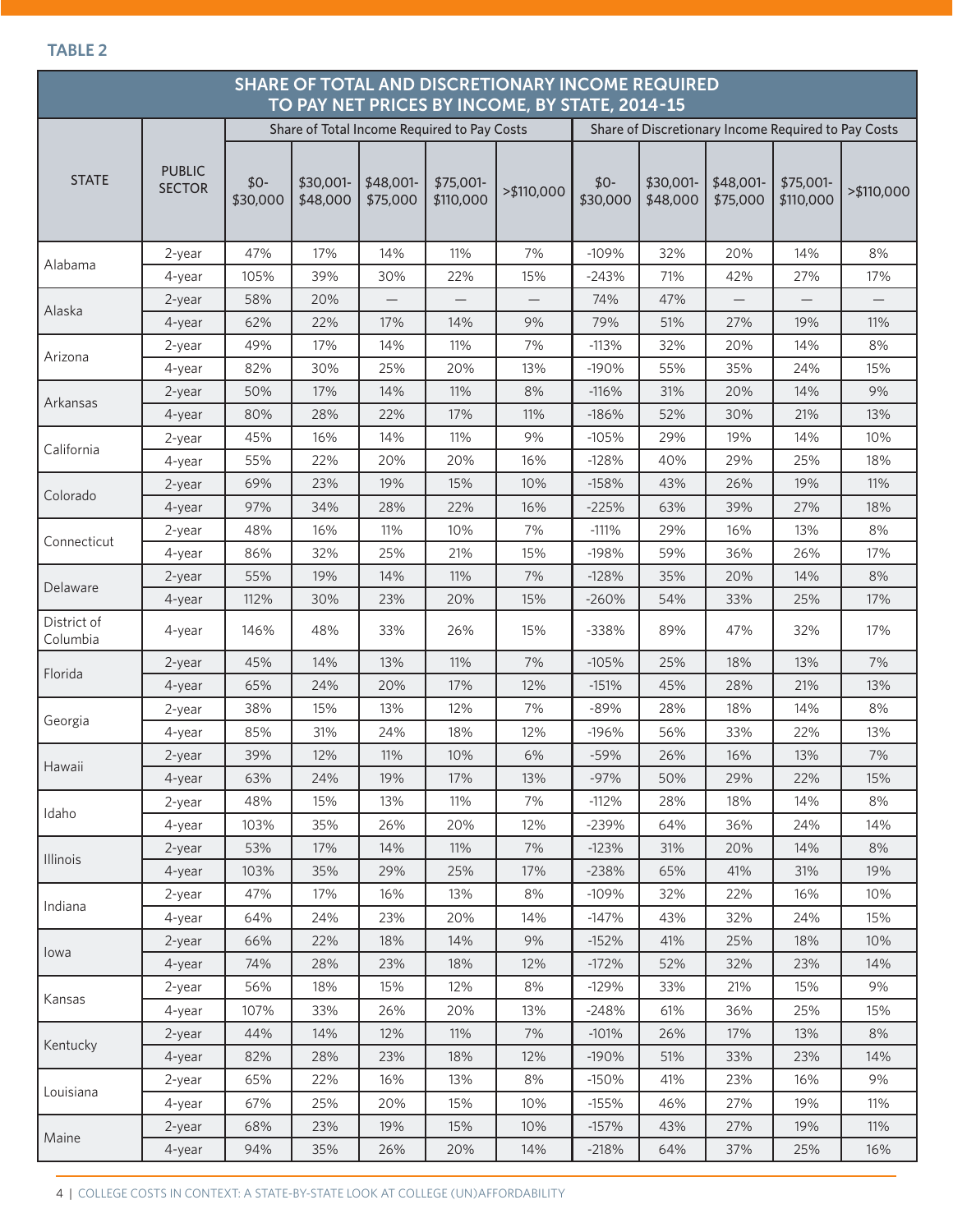**TABLE 2**

| SHARE OF TOTAL AND DISCRETIONARY INCOME REQUIRED TO PAY NET PRICES BY INCOME, BY STATE, 2014-15 | | | | | | | | | | | |
|---|---|---|---|---|---|---|---|---|---|---|---|
| STATE | PUBLIC SECTOR | Share of Total Income Required to Pay Costs | | | | | Share of Discretionary Income Required to Pay Costs | | | | |
| | | $0-$30,000 | $30,001-$48,000 | $48,001-$75,000 | $75,001-$110,000 | >$110,000 | $0-$30,000 | $30,001-$48,000 | $48,001-$75,000 | $75,001-$110,000 | >$110,000 |
| Alabama | 2-year | 47% | 17% | 14% | 11% | 7% | -109% | 32% | 20% | 14% | 8% |
| | 4-year | 105% | 39% | 30% | 22% | 15% | -243% | 71% | 42% | 27% | 17% |
| Alaska | 2-year | 58% | 20% | — | — | — | 74% | 47% | — | — | — |
| | 4-year | 62% | 22% | 17% | 14% | 9% | 79% | 51% | 27% | 19% | 11% |
| Arizona | 2-year | 49% | 17% | 14% | 11% | 7% | -113% | 32% | 20% | 14% | 8% |
| | 4-year | 82% | 30% | 25% | 20% | 13% | -190% | 55% | 35% | 24% | 15% |
| Arkansas | 2-year | 50% | 17% | 14% | 11% | 8% | -116% | 31% | 20% | 14% | 9% |
| | 4-year | 80% | 28% | 22% | 17% | 11% | -186% | 52% | 30% | 21% | 13% |
| California | 2-year | 45% | 16% | 14% | 11% | 9% | -105% | 29% | 19% | 14% | 10% |
| | 4-year | 55% | 22% | 20% | 20% | 16% | -128% | 40% | 29% | 25% | 18% |
| Colorado | 2-year | 69% | 23% | 19% | 15% | 10% | -158% | 43% | 26% | 19% | 11% |
| | 4-year | 97% | 34% | 28% | 22% | 16% | -225% | 63% | 39% | 27% | 18% |
| Connecticut | 2-year | 48% | 16% | 11% | 10% | 7% | -111% | 29% | 16% | 13% | 8% |
| | 4-year | 86% | 32% | 25% | 21% | 15% | -198% | 59% | 36% | 26% | 17% |
| Delaware | 2-year | 55% | 19% | 14% | 11% | 7% | -128% | 35% | 20% | 14% | 8% |
| | 4-year | 112% | 30% | 23% | 20% | 15% | -260% | 54% | 33% | 25% | 17% |
| District of Columbia | 4-year | 146% | 48% | 33% | 26% | 15% | -338% | 89% | 47% | 32% | 17% |
| Florida | 2-year | 45% | 14% | 13% | 11% | 7% | -105% | 25% | 18% | 13% | 7% |
| | 4-year | 65% | 24% | 20% | 17% | 12% | -151% | 45% | 28% | 21% | 13% |
| Georgia | 2-year | 38% | 15% | 13% | 12% | 7% | -89% | 28% | 18% | 14% | 8% |
| | 4-year | 85% | 31% | 24% | 18% | 12% | -196% | 56% | 33% | 22% | 13% |
| Hawaii | 2-year | 39% | 12% | 11% | 10% | 6% | -59% | 26% | 16% | 13% | 7% |
| | 4-year | 63% | 24% | 19% | 17% | 13% | -97% | 50% | 29% | 22% | 15% |
| Idaho | 2-year | 48% | 15% | 13% | 11% | 7% | -112% | 28% | 18% | 14% | 8% |
| | 4-year | 103% | 35% | 26% | 20% | 12% | -239% | 64% | 36% | 24% | 14% |
| Illinois | 2-year | 53% | 17% | 14% | 11% | 7% | -123% | 31% | 20% | 14% | 8% |
| | 4-year | 103% | 35% | 29% | 25% | 17% | -238% | 65% | 41% | 31% | 19% |
| Indiana | 2-year | 47% | 17% | 16% | 13% | 8% | -109% | 32% | 22% | 16% | 10% |
| | 4-year | 64% | 24% | 23% | 20% | 14% | -147% | 43% | 32% | 24% | 15% |
| Iowa | 2-year | 66% | 22% | 18% | 14% | 9% | -152% | 41% | 25% | 18% | 10% |
| | 4-year | 74% | 28% | 23% | 18% | 12% | -172% | 52% | 32% | 23% | 14% |
| Kansas | 2-year | 56% | 18% | 15% | 12% | 8% | -129% | 33% | 21% | 15% | 9% |
| | 4-year | 107% | 33% | 26% | 20% | 13% | -248% | 61% | 36% | 25% | 15% |
| Kentucky | 2-year | 44% | 14% | 12% | 11% | 7% | -101% | 26% | 17% | 13% | 8% |
| | 4-year | 82% | 28% | 23% | 18% | 12% | -190% | 51% | 33% | 23% | 14% |
| Louisiana | 2-year | 65% | 22% | 16% | 13% | 8% | -150% | 41% | 23% | 16% | 9% |
| | 4-year | 67% | 25% | 20% | 15% | 10% | -155% | 46% | 27% | 19% | 11% |
| Maine | 2-year | 68% | 23% | 19% | 15% | 10% | -157% | 43% | 27% | 19% | 11% |
| | 4-year | 94% | 35% | 26% | 20% | 14% | -218% | 64% | 37% | 25% | 16% |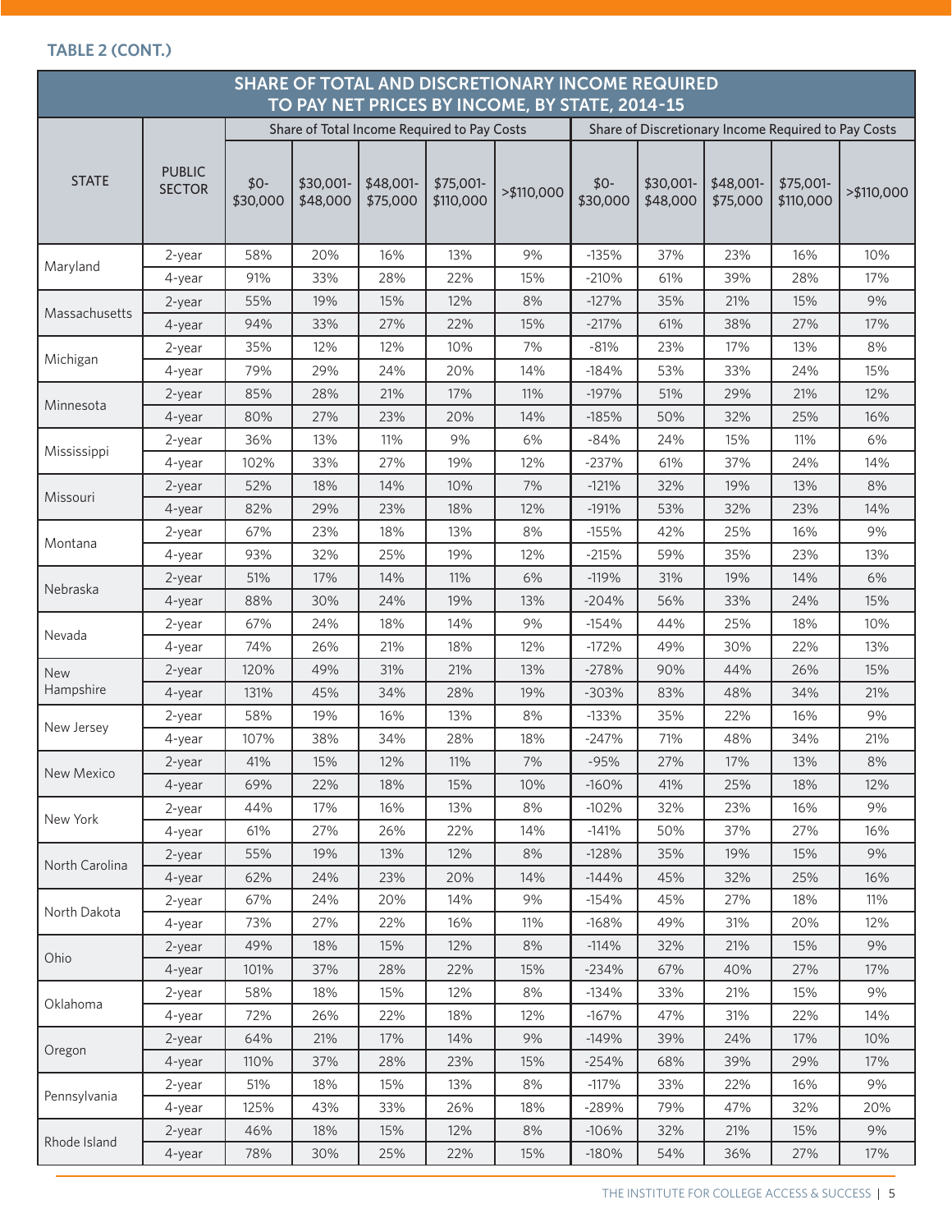**TABLE 2 (CONT.)**

| SHARE OF TOTAL AND DISCRETIONARY INCOME REQUIRED TO PAY NET PRICES BY INCOME, BY STATE, 2014-15 | | | | | | | | | | | |
|---|---|---|---|---|---|---|---|---|---|---|---|
| | | Share of Total Income Required to Pay Costs | | | | | Share of Discretionary Income Required to Pay Costs | | | | |
| STATE | PUBLIC SECTOR | $0-$30,000 | $30,001-$48,000 | $48,001-$75,000 | $75,001-$110,000 | >$110,000 | $0-$30,000 | $30,001-$48,000 | $48,001-$75,000 | $75,001-$110,000 | >$110,000 |
| Maryland | 2-year | 58% | 20% | 16% | 13% | 9% | -135% | 37% | 23% | 16% | 10% |
| | 4-year | 91% | 33% | 28% | 22% | 15% | -210% | 61% | 39% | 28% | 17% |
| Massachusetts | 2-year | 55% | 19% | 15% | 12% | 8% | -127% | 35% | 21% | 15% | 9% |
| | 4-year | 94% | 33% | 27% | 22% | 15% | -217% | 61% | 38% | 27% | 17% |
| Michigan | 2-year | 35% | 12% | 12% | 10% | 7% | -81% | 23% | 17% | 13% | 8% |
| | 4-year | 79% | 29% | 24% | 20% | 14% | -184% | 53% | 33% | 24% | 15% |
| Minnesota | 2-year | 85% | 28% | 21% | 17% | 11% | -197% | 51% | 29% | 21% | 12% |
| | 4-year | 80% | 27% | 23% | 20% | 14% | -185% | 50% | 32% | 25% | 16% |
| Mississippi | 2-year | 36% | 13% | 11% | 9% | 6% | -84% | 24% | 15% | 11% | 6% |
| | 4-year | 102% | 33% | 27% | 19% | 12% | -237% | 61% | 37% | 24% | 14% |
| Missouri | 2-year | 52% | 18% | 14% | 10% | 7% | -121% | 32% | 19% | 13% | 8% |
| | 4-year | 82% | 29% | 23% | 18% | 12% | -191% | 53% | 32% | 23% | 14% |
| Montana | 2-year | 67% | 23% | 18% | 13% | 8% | -155% | 42% | 25% | 16% | 9% |
| | 4-year | 93% | 32% | 25% | 19% | 12% | -215% | 59% | 35% | 23% | 13% |
| Nebraska | 2-year | 51% | 17% | 14% | 11% | 6% | -119% | 31% | 19% | 14% | 6% |
| | 4-year | 88% | 30% | 24% | 19% | 13% | -204% | 56% | 33% | 24% | 15% |
| Nevada | 2-year | 67% | 24% | 18% | 14% | 9% | -154% | 44% | 25% | 18% | 10% |
| | 4-year | 74% | 26% | 21% | 18% | 12% | -172% | 49% | 30% | 22% | 13% |
| New Hampshire | 2-year | 120% | 49% | 31% | 21% | 13% | -278% | 90% | 44% | 26% | 15% |
| | 4-year | 131% | 45% | 34% | 28% | 19% | -303% | 83% | 48% | 34% | 21% |
| New Jersey | 2-year | 58% | 19% | 16% | 13% | 8% | -133% | 35% | 22% | 16% | 9% |
| | 4-year | 107% | 38% | 34% | 28% | 18% | -247% | 71% | 48% | 34% | 21% |
| New Mexico | 2-year | 41% | 15% | 12% | 11% | 7% | -95% | 27% | 17% | 13% | 8% |
| | 4-year | 69% | 22% | 18% | 15% | 10% | -160% | 41% | 25% | 18% | 12% |
| New York | 2-year | 44% | 17% | 16% | 13% | 8% | -102% | 32% | 23% | 16% | 9% |
| | 4-year | 61% | 27% | 26% | 22% | 14% | -141% | 50% | 37% | 27% | 16% |
| North Carolina | 2-year | 55% | 19% | 13% | 12% | 8% | -128% | 35% | 19% | 15% | 9% |
| | 4-year | 62% | 24% | 23% | 20% | 14% | -144% | 45% | 32% | 25% | 16% |
| North Dakota | 2-year | 67% | 24% | 20% | 14% | 9% | -154% | 45% | 27% | 18% | 11% |
| | 4-year | 73% | 27% | 22% | 16% | 11% | -168% | 49% | 31% | 20% | 12% |
| Ohio | 2-year | 49% | 18% | 15% | 12% | 8% | -114% | 32% | 21% | 15% | 9% |
| | 4-year | 101% | 37% | 28% | 22% | 15% | -234% | 67% | 40% | 27% | 17% |
| Oklahoma | 2-year | 58% | 18% | 15% | 12% | 8% | -134% | 33% | 21% | 15% | 9% |
| | 4-year | 72% | 26% | 22% | 18% | 12% | -167% | 47% | 31% | 22% | 14% |
| Oregon | 2-year | 64% | 21% | 17% | 14% | 9% | -149% | 39% | 24% | 17% | 10% |
| | 4-year | 110% | 37% | 28% | 23% | 15% | -254% | 68% | 39% | 29% | 17% |
| Pennsylvania | 2-year | 51% | 18% | 15% | 13% | 8% | -117% | 33% | 22% | 16% | 9% |
| | 4-year | 125% | 43% | 33% | 26% | 18% | -289% | 79% | 47% | 32% | 20% |
| Rhode Island | 2-year | 46% | 18% | 15% | 12% | 8% | -106% | 32% | 21% | 15% | 9% |
| | 4-year | 78% | 30% | 25% | 22% | 15% | -180% | 54% | 36% | 27% | 17% |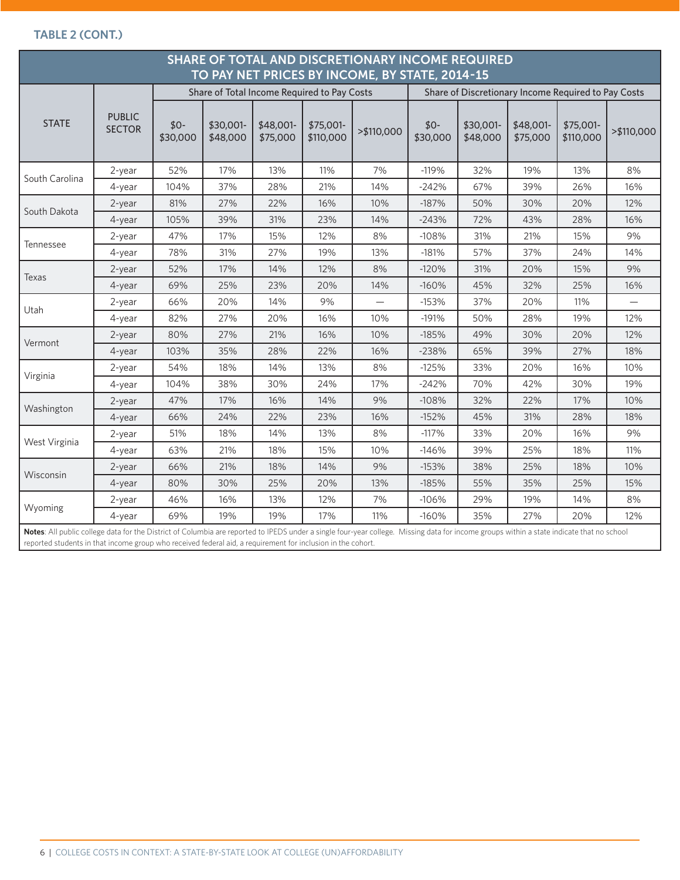**TABLE 2 (CONT.)**

| SHARE OF TOTAL AND DISCRETIONARY INCOME REQUIRED TO PAY NET PRICES BY INCOME, BY STATE, 2014-15 | | | | | | | | | | | |
|---|---|---|---|---|---|---|---|---|---|---|---|
| STATE | PUBLIC SECTOR | Share of Total Income Required to Pay Costs | | | | | Share of Discretionary Income Required to Pay Costs | | | | |
| | | $0-$30,000 | $30,001-$48,000 | $48,001-$75,000 | $75,001-$110,000 | >$110,000 | $0-$30,000 | $30,001-$48,000 | $48,001-$75,000 | $75,001-$110,000 | >$110,000 |
| South Carolina | 2-year | 52% | 17% | 13% | 11% | 7% | -119% | 32% | 19% | 13% | 8% |
| | 4-year | 104% | 37% | 28% | 21% | 14% | -242% | 67% | 39% | 26% | 16% |
| South Dakota | 2-year | 81% | 27% | 22% | 16% | 10% | -187% | 50% | 30% | 20% | 12% |
| | 4-year | 105% | 39% | 31% | 23% | 14% | -243% | 72% | 43% | 28% | 16% |
| Tennessee | 2-year | 47% | 17% | 15% | 12% | 8% | -108% | 31% | 21% | 15% | 9% |
| | 4-year | 78% | 31% | 27% | 19% | 13% | -181% | 57% | 37% | 24% | 14% |
| Texas | 2-year | 52% | 17% | 14% | 12% | 8% | -120% | 31% | 20% | 15% | 9% |
| | 4-year | 69% | 25% | 23% | 20% | 14% | -160% | 45% | 32% | 25% | 16% |
| Utah | 2-year | 66% | 20% | 14% | 9% | — | -153% | 37% | 20% | 11% | — |
| | 4-year | 82% | 27% | 20% | 16% | 10% | -191% | 50% | 28% | 19% | 12% |
| Vermont | 2-year | 80% | 27% | 21% | 16% | 10% | -185% | 49% | 30% | 20% | 12% |
| | 4-year | 103% | 35% | 28% | 22% | 16% | -238% | 65% | 39% | 27% | 18% |
| Virginia | 2-year | 54% | 18% | 14% | 13% | 8% | -125% | 33% | 20% | 16% | 10% |
| | 4-year | 104% | 38% | 30% | 24% | 17% | -242% | 70% | 42% | 30% | 19% |
| Washington | 2-year | 47% | 17% | 16% | 14% | 9% | -108% | 32% | 22% | 17% | 10% |
| | 4-year | 66% | 24% | 22% | 23% | 16% | -152% | 45% | 31% | 28% | 18% |
| West Virginia | 2-year | 51% | 18% | 14% | 13% | 8% | -117% | 33% | 20% | 16% | 9% |
| | 4-year | 63% | 21% | 18% | 15% | 10% | -146% | 39% | 25% | 18% | 11% |
| Wisconsin | 2-year | 66% | 21% | 18% | 14% | 9% | -153% | 38% | 25% | 18% | 10% |
| | 4-year | 80% | 30% | 25% | 20% | 13% | -185% | 55% | 35% | 25% | 15% |
| Wyoming | 2-year | 46% | 16% | 13% | 12% | 7% | -106% | 29% | 19% | 14% | 8% |
| | 4-year | 69% | 19% | 19% | 17% | 11% | -160% | 35% | 27% | 20% | 12% |

**Notes**: All public college data for the District of Columbia are reported to IPEDS under a single four-year college. Missing data for income groups within a state indicate that no school reported students in that income group who received federal aid, a requirement for inclusion in the cohort.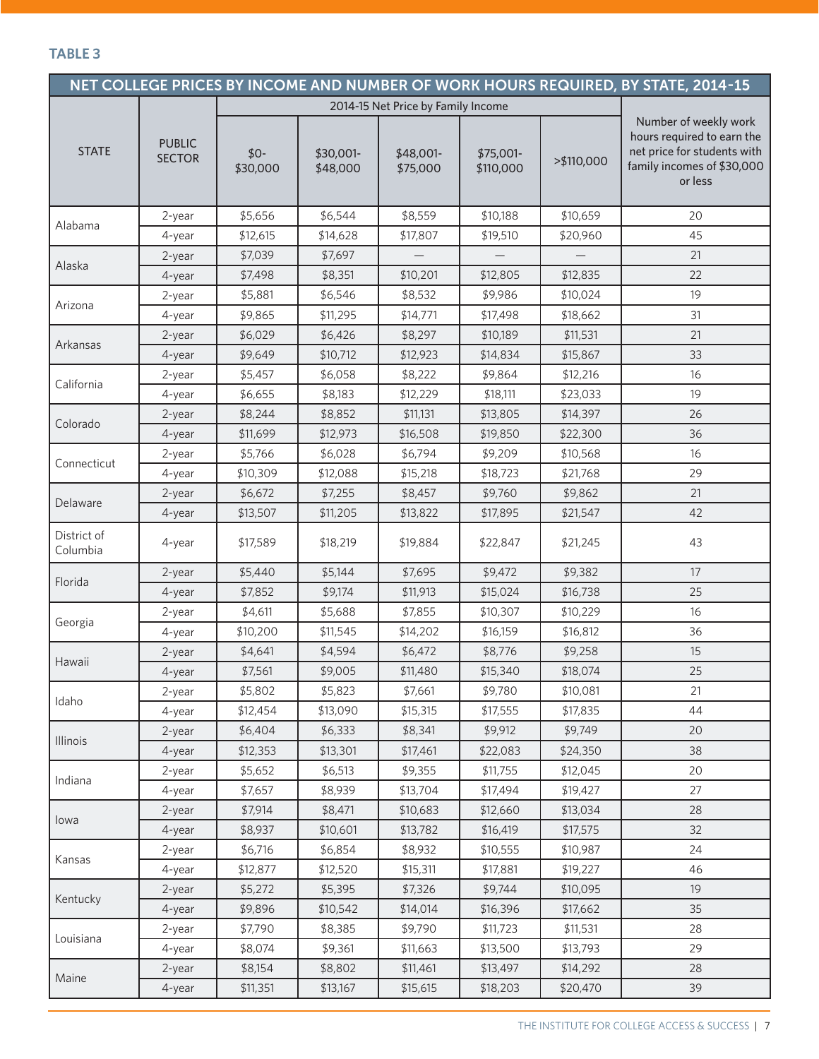**TABLE 3**

| NET COLLEGE PRICES BY INCOME AND NUMBER OF WORK HOURS REQUIRED, BY STATE, 2014-15 | | | | | | | |
|---|---|---|---|---|---|---|---|
| STATE | PUBLIC SECTOR | 2014-15 Net Price by Family Income | | | | | Number of weekly work hours required to earn the net price for students with family incomes of $30,000 or less |
| | | $0-$30,000 | $30,001-$48,000 | $48,001-$75,000 | $75,001-$110,000 | >$110,000 | |
| Alabama | 2-year | $5,656 | $6,544 | $8,559 | $10,188 | $10,659 | 20 |
| | 4-year | $12,615 | $14,628 | $17,807 | $19,510 | $20,960 | 45 |
| Alaska | 2-year | $7,039 | $7,697 | — | — | — | 21 |
| | 4-year | $7,498 | $8,351 | $10,201 | $12,805 | $12,835 | 22 |
| Arizona | 2-year | $5,881 | $6,546 | $8,532 | $9,986 | $10,024 | 19 |
| | 4-year | $9,865 | $11,295 | $14,771 | $17,498 | $18,662 | 31 |
| Arkansas | 2-year | $6,029 | $6,426 | $8,297 | $10,189 | $11,531 | 21 |
| | 4-year | $9,649 | $10,712 | $12,923 | $14,834 | $15,867 | 33 |
| California | 2-year | $5,457 | $6,058 | $8,222 | $9,864 | $12,216 | 16 |
| | 4-year | $6,655 | $8,183 | $12,229 | $18,111 | $23,033 | 19 |
| Colorado | 2-year | $8,244 | $8,852 | $11,131 | $13,805 | $14,397 | 26 |
| | 4-year | $11,699 | $12,973 | $16,508 | $19,850 | $22,300 | 36 |
| Connecticut | 2-year | $5,766 | $6,028 | $6,794 | $9,209 | $10,568 | 16 |
| | 4-year | $10,309 | $12,088 | $15,218 | $18,723 | $21,768 | 29 |
| Delaware | 2-year | $6,672 | $7,255 | $8,457 | $9,760 | $9,862 | 21 |
| | 4-year | $13,507 | $11,205 | $13,822 | $17,895 | $21,547 | 42 |
| District of Columbia | 4-year | $17589 | $18,219 | $19,884 | $22,847 | $21,245 | 43 |
| Florida | 2-year | $5,440 | $5,144 | $7,695 | $9,472 | $9,382 | 17 |
| | 4-year | $7,852 | $9,174 | $11,913 | $15,024 | $16,738 | 25 |
| Georgia | 2-year | $4,611 | $5,688 | $7,855 | $10,307 | $10,229 | 16 |
| | 4-year | $10,200 | $11,545 | $14,202 | $16,159 | $16,812 | 36 |
| Hawaii | 2-year | $4,641 | $4,594 | $6,472 | $8,776 | $9,258 | 15 |
| | 4-year | $7,561 | $9,005 | $11,480 | $15,340 | $18,074 | 25 |
| Idaho | 2-year | $5,802 | $5,823 | $7,661 | $9,780 | $10,081 | 21 |
| | 4-year | $12,454 | $13,090 | $15,315 | $17,555 | $17,835 | 44 |
| Illinois | 2-year | $6,404 | $6,333 | $8,341 | $9,912 | $9,749 | 20 |
| | 4-year | $12,353 | $13,301 | $17,461 | $22,083 | $24,350 | 38 |
| Indiana | 2-year | $5,652 | $6,513 | $9,355 | $11,755 | $12,045 | 20 |
| | 4-year | $7,657 | $8,939 | $13,704 | $17,494 | $19,427 | 27 |
| Iowa | 2-year | $7,914 | $8,471 | $10,683 | $12,660 | $13,034 | 28 |
| | 4-year | $8,937 | $10,601 | $13,782 | $16,419 | $17,575 | 32 |
| Kansas | 2-year | $6,716 | $6,854 | $8,932 | $10,555 | $10,987 | 24 |
| | 4-year | $12,877 | $12,520 | $15,311 | $17,881 | $19,227 | 46 |
| Kentucky | 2-year | $5,272 | $5,395 | $7,326 | $9,744 | $10,095 | 19 |
| | 4-year | $9,896 | $10,542 | $14,014 | $16,396 | $17,662 | 35 |
| Louisiana | 2-year | $7,790 | $8,385 | $9,790 | $11,723 | $11,531 | 28 |
| | 4-year | $8,074 | $9,361 | $11,663 | $13,500 | $13,793 | 29 |
| Maine | 2-year | $8,154 | $8,802 | $11,461 | $13,497 | $14,292 | 28 |
| | 4-year | $11,351 | $13,167 | $15,615 | $18,203 | $20,470 | 39 |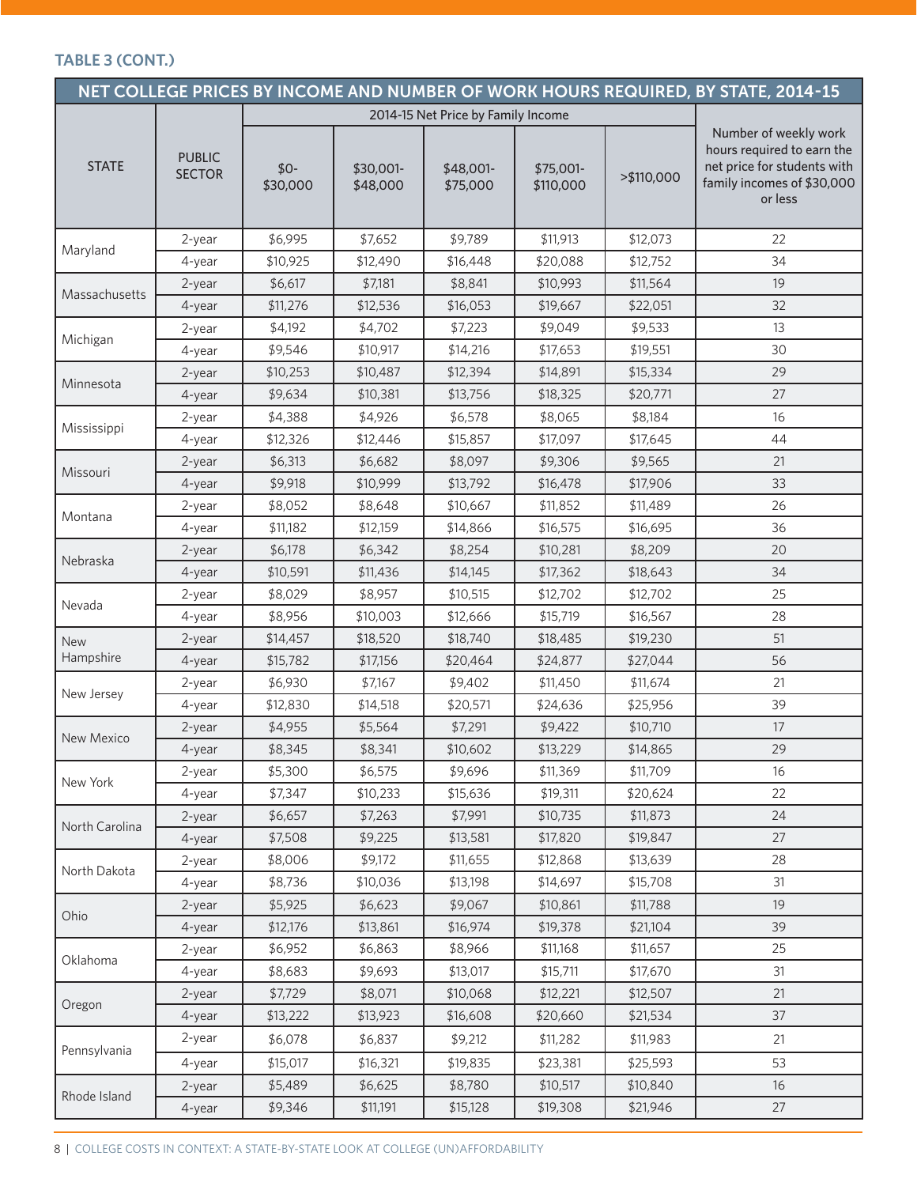**TABLE 3 (CONT.)**

| NET COLLEGE PRICES BY INCOME AND NUMBER OF WORK HOURS REQUIRED, BY STATE, 2014-15 | | | | | | | |
|---|---|---|---|---|---|---|---|
| STATE | PUBLIC SECTOR | 2014-15 Net Price by Family Income | | | | | Number of weekly work hours required to earn the net price for students with family incomes of $30,000 or less |
| | | $0-$30,000 | $30,001-$48,000 | $48,001-$75,000 | $75,001-$110,000 | >$110,000 | |
| Maryland | 2-year | $6,995 | $7,652 | $9,789 | $11,913 | $12,073 | 22 |
| | 4-year | $10,925 | $12,490 | $16,448 | $20,088 | $12,752 | 34 |
| Massachusetts | 2-year | $6,617 | $7,181 | $8,841 | $10,993 | $11,564 | 19 |
| | 4-year | $11,276 | $12,536 | $16,053 | $19,667 | $22,051 | 32 |
| Michigan | 2-year | $4,192 | $4,702 | $7,223 | $9,049 | $9,533 | 13 |
| | 4-year | $9,546 | $10,917 | $14,216 | $17,653 | $19,551 | 30 |
| Minnesota | 2-year | $10,253 | $10,487 | $12,394 | $14,891 | $15,334 | 29 |
| | 4-year | $9,634 | $10,381 | $13,756 | $18,325 | $20,771 | 27 |
| Mississippi | 2-year | $4,388 | $4,926 | $6,578 | $8,065 | $8,184 | 16 |
| | 4-year | $12,326 | $12,446 | $15,857 | $17,097 | $17,645 | 44 |
| Missouri | 2-year | $6,313 | $6,682 | $8,097 | $9,306 | $9,565 | 21 |
| | 4-year | $9,918 | $10,999 | $13,792 | $16,478 | $17,906 | 33 |
| Montana | 2-year | $8,052 | $8,648 | $10,667 | $11,852 | $11,489 | 26 |
| | 4-year | $11,182 | $12,159 | $14,866 | $16,575 | $16,695 | 36 |
| Nebraska | 2-year | $6,178 | $6,342 | $8,254 | $10,281 | $8,209 | 20 |
| | 4-year | $10,591 | $11,436 | $14,145 | $17,362 | $18,643 | 34 |
| Nevada | 2-year | $8,029 | $8,957 | $10,515 | $12,702 | $12,702 | 25 |
| | 4-year | $8,956 | $10,003 | $12,666 | $15,719 | $16,567 | 28 |
| New Hampshire | 2-year | $14,457 | $18,520 | $18,740 | $18,485 | $19,230 | 51 |
| | 4-year | $15,782 | $17,156 | $20,464 | $24,877 | $27,044 | 56 |
| New Jersey | 2-year | $6,930 | $7,167 | $9,402 | $11,450 | $11,674 | 21 |
| | 4-year | $12,830 | $14,518 | $20,571 | $24,636 | $25,956 | 39 |
| New Mexico | 2-year | $4,955 | $5,564 | $7,291 | $9,422 | $10,710 | 17 |
| | 4-year | $8,345 | $8,341 | $10,602 | $13,229 | $14,865 | 29 |
| New York | 2-year | $5,300 | $6,575 | $9,696 | $11,369 | $11,709 | 16 |
| | 4-year | $7,347 | $10,233 | $15,636 | $19,311 | $20,624 | 22 |
| North Carolina | 2-year | $6,657 | $7,263 | $7,991 | $10,735 | $11,873 | 24 |
| | 4-year | $7,508 | $9,225 | $13,581 | $17,820 | $19,847 | 27 |
| North Dakota | 2-year | $8,006 | $9,172 | $11,655 | $12,868 | $13,639 | 28 |
| | 4-year | $8,736 | $10,036 | $13,198 | $14,697 | $15,708 | 31 |
| Ohio | 2-year | $5,925 | $6,623 | $9,067 | $10,861 | $11,788 | 19 |
| | 4-year | $12,176 | $13,861 | $16,974 | $19,378 | $21,104 | 39 |
| Oklahoma | 2-year | $6,952 | $6,863 | $8,966 | $11,168 | $11,657 | 25 |
| | 4-year | $8,683 | $9,693 | $13,017 | $15,711 | $17,670 | 31 |
| Oregon | 2-year | $7,729 | $8,071 | $10,068 | $12,221 | $12,507 | 21 |
| | 4-year | $13,222 | $13,923 | $16,608 | $20,660 | $21,534 | 37 |
| Pennsylvania | 2-year | $6,078 | $6,837 | $9,212 | $11,282 | $11,983 | 21 |
| | 4-year | $15,017 | $16,321 | $19,835 | $23,381 | $25,593 | 53 |
| Rhode Island | 2-year | $5,489 | $6,625 | $8,780 | $10,517 | $10,840 | 16 |
| | 4-year | $9,346 | $11,191 | $15,128 | $19,308 | $21,946 | 27 |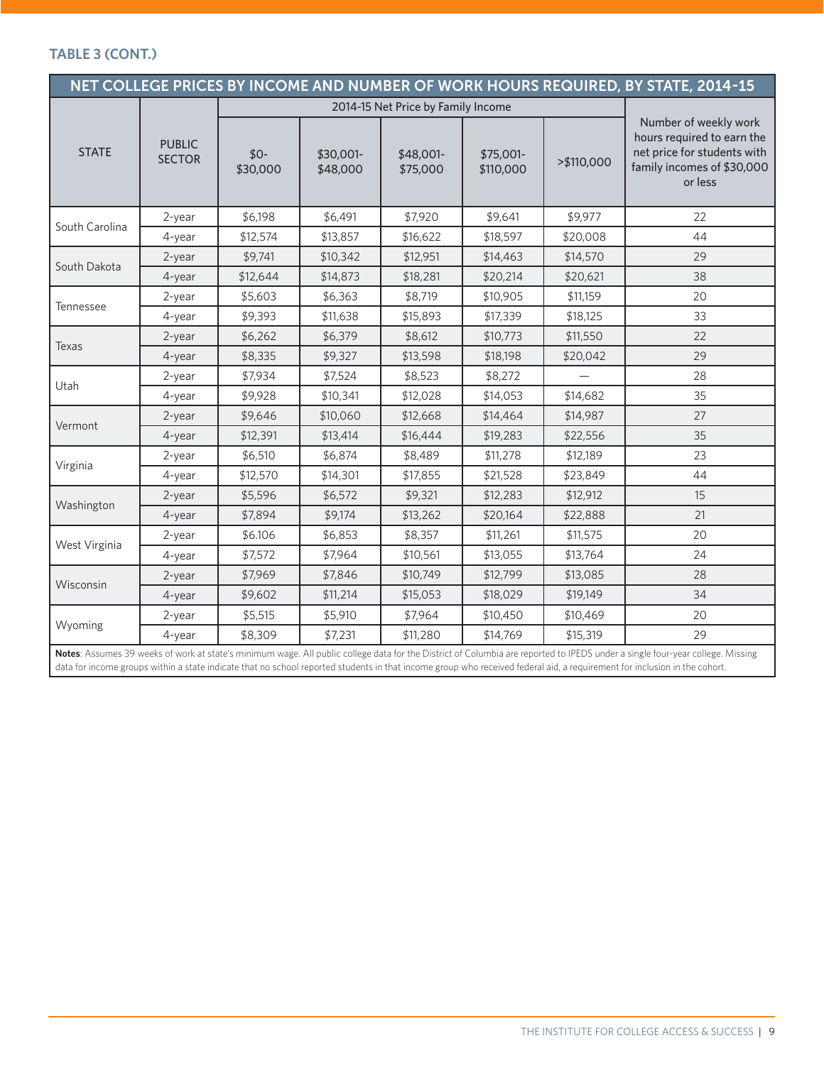### TABLE 3 (CONT.)

| NET COLLEGE PRICES BY INCOME AND NUMBER OF WORK HOURS REQUIRED, BY STATE, 2014-15 | | | | | | | |
|---|---|---|---|---|---|---|---|
| STATE | PUBLIC SECTOR | 2014-15 Net Price by Family Income | | | | | Number of weekly work hours required to earn the net price for students with family incomes of $30,000 or less |
| | | $0-$30,000 | $30,001-$48,000 | $48,001-$75,000 | $75,001-$110,000 | >$110,000 | |
| South Carolina | 2-year | $6,198 | $6,491 | $7,920 | $9,641 | $9,977 | 22 |
| | 4-year | $12,574 | $13,857 | $16,622 | $18,597 | $20,008 | 44 |
| South Dakota | 2-year | $9,741 | $10,342 | $12,951 | $14,463 | $14,570 | 29 |
| | 4-year | $12,644 | $14,873 | $18,281 | $20,214 | $20,621 | 38 |
| Tennessee | 2-year | $5,603 | $6,363 | $8,719 | $10,905 | $11,159 | 20 |
| | 4-year | $9,393 | $11,638 | $15,893 | $17,339 | $18,125 | 33 |
| Texas | 2-year | $6,262 | $6,379 | $8,612 | $10,773 | $11,550 | 22 |
| | 4-year | $8,335 | $9,327 | $13,598 | $18,198 | $20,042 | 29 |
| Utah | 2-year | $7,934 | $7,524 | $8,523 | $8,272 | — | 28 |
| | 4-year | $9,928 | $10,341 | $12,028 | $14,053 | $14,682 | 35 |
| Vermont | 2-year | $9,646 | $10,060 | $12,668 | $14,464 | $14,987 | 27 |
| | 4-year | $12,391 | $13,414 | $16,444 | $19,283 | $22,556 | 35 |
| Virginia | 2-year | $6,510 | $6,874 | $8,489 | $11,278 | $12,189 | 23 |
| | 4-year | $12,570 | $14,301 | $17,855 | $21,528 | $23,849 | 44 |
| Washington | 2-year | $5,596 | $6,572 | $9,321 | $12,283 | $12,912 | 15 |
| | 4-year | $7,894 | $9,174 | $13,262 | $20,164 | $22,888 | 21 |
| West Virginia | 2-year | $6.106 | $6,853 | $8,357 | $11,261 | $11,575 | 20 |
| | 4-year | $7,572 | $7,964 | $10,561 | $13,055 | $13,764 | 24 |
| Wisconsin | 2-year | $7,969 | $7,846 | $10,749 | $12,799 | $13,085 | 28 |
| | 4-year | $9,602 | $11,214 | $15,053 | $18,029 | $19,149 | 34 |
| Wyoming | 2-year | $5,515 | $5,910 | $7,964 | $10,450 | $10,469 | 20 |
| | 4-year | $8,309 | $7,231 | $11,280 | $14,769 | $15,319 | 29 |

**Notes**: Assumes 39 weeks of work at state's minimum wage. All public college data for the District of Columbia are reported to IPEDS under a single four-year college. Missing data for income groups within a state indicate that no school reported students in that income group who received federal aid, a requirement for inclusion in the cohort.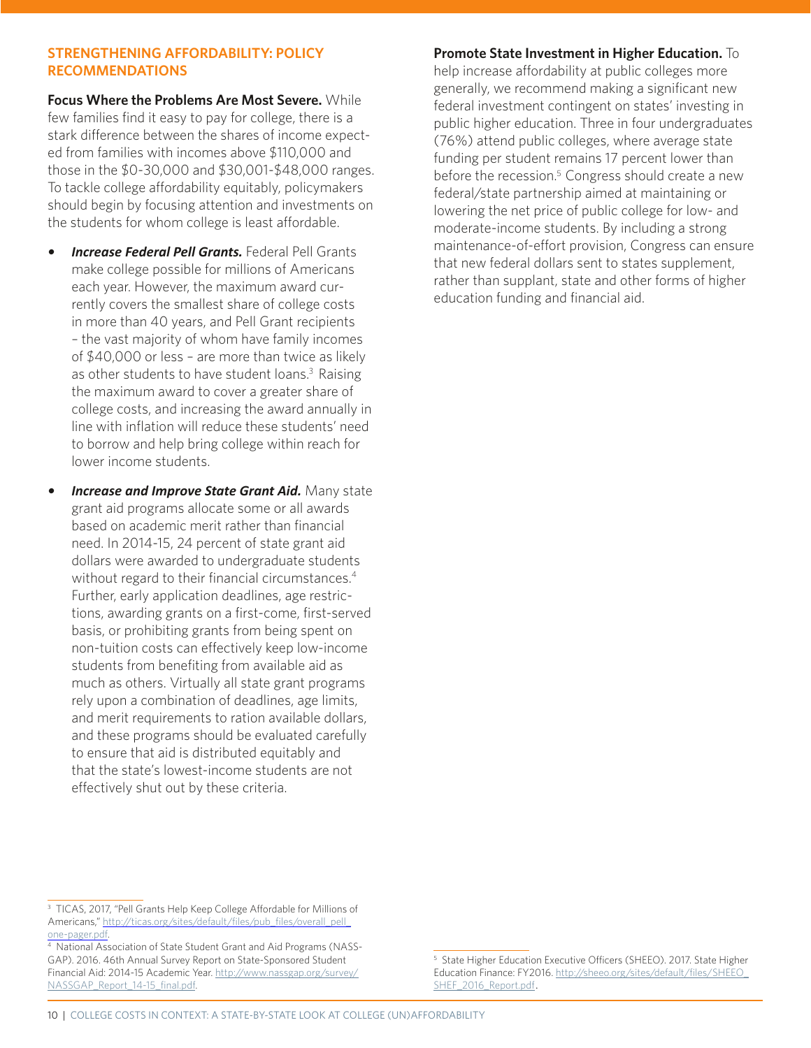## STRENGTHENING AFFORDABILITY: POLICY RECOMMENDATIONS

**Focus Where the Problems Are Most Severe.** While few families find it easy to pay for college, there is a stark difference between the shares of income expected from families with incomes above $110,000 and those in the $0-30,000 and $30,001-$48,000 ranges. To tackle college affordability equitably, policymakers should begin by focusing attention and investments on the students for whom college is least affordable.

- ***Increase Federal Pell Grants.*** Federal Pell Grants make college possible for millions of Americans each year. However, the maximum award currently covers the smallest share of college costs in more than 40 years, and Pell Grant recipients – the vast majority of whom have family incomes of $40,000 or less – are more than twice as likely as other students to have student loans.[3] Raising the maximum award to cover a greater share of college costs, and increasing the award annually in line with inflation will reduce these students' need to borrow and help bring college within reach for lower income students.

- ***Increase and Improve State Grant Aid.*** Many state grant aid programs allocate some or all awards based on academic merit rather than financial need. In 2014-15, 24 percent of state grant aid dollars were awarded to undergraduate students without regard to their financial circumstances.[4] Further, early application deadlines, age restrictions, awarding grants on a first-come, first-served basis, or prohibiting grants from being spent on non-tuition costs can effectively keep low-income students from benefiting from available aid as much as others. Virtually all state grant programs rely upon a combination of deadlines, age limits, and merit requirements to ration available dollars, and these programs should be evaluated carefully to ensure that aid is distributed equitably and that the state's lowest-income students are not effectively shut out by these criteria.

**Promote State Investment in Higher Education.** To help increase affordability at public colleges more generally, we recommend making a significant new federal investment contingent on states' investing in public higher education. Three in four undergraduates (76%) attend public colleges, where average state funding per student remains 17 percent lower than before the recession.[5] Congress should create a new federal/state partnership aimed at maintaining or lowering the net price of public college for low- and moderate-income students. By including a strong maintenance-of-effort provision, Congress can ensure that new federal dollars sent to states supplement, rather than supplant, state and other forms of higher education funding and financial aid.

---

[3] TICAS, 2017, "Pell Grants Help Keep College Affordable for Millions of Americans," http://ticas.org/sites/default/files/pub_files/overall_pell_one-pager.pdf.

[4] National Association of State Student Grant and Aid Programs (NASSGAP). 2016. 46th Annual Survey Report on State-Sponsored Student Financial Aid: 2014-15 Academic Year. http://www.nassgap.org/survey/NASSGAP_Report_14-15_final.pdf.

[5] State Higher Education Executive Officers (SHEEO). 2017. State Higher Education Finance: FY2016. http://sheeo.org/sites/default/files/SHEEO_SHEF_2016_Report.pdf.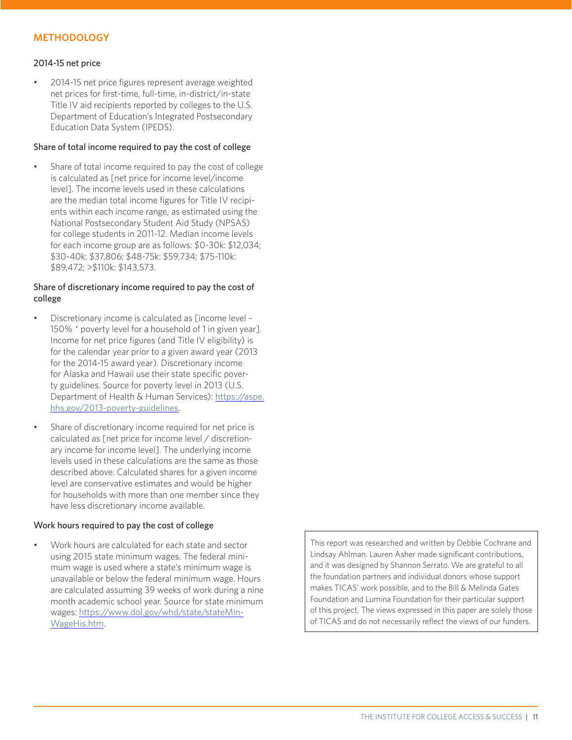## METHODOLOGY

### 2014-15 net price

- 2014-15 net price figures represent average weighted net prices for first-time, full-time, in-district/in-state Title IV aid recipients reported by colleges to the U.S. Department of Education's Integrated Postsecondary Education Data System (IPEDS).

### Share of total income required to pay the cost of college

- Share of total income required to pay the cost of college is calculated as [net price for income level/income level]. The income levels used in these calculations are the median total income figures for Title IV recipients within each income range, as estimated using the National Postsecondary Student Aid Study (NPSAS) for college students in 2011-12. Median income levels for each income group are as follows: $0-30k: $12,034; $30-40k: $37,806; $48-75k: $59,734; $75-110k: $89,472; >$110k: $143,573.

### Share of discretionary income required to pay the cost of college

- Discretionary income is calculated as [income level – 150% * poverty level for a household of 1 in given year]. Income for net price figures (and Title IV eligibility) is for the calendar year prior to a given award year (2013 for the 2014-15 award year). Discretionary income for Alaska and Hawaii use their state specific poverty guidelines. Source for poverty level in 2013 (U.S. Department of Health & Human Services): https://aspe.hhs.gov/2013-poverty-guidelines.
- Share of discretionary income required for net price is calculated as [net price for income level / discretionary income for income level]. The underlying income levels used in these calculations are the same as those described above. Calculated shares for a given income level are conservative estimates and would be higher for households with more than one member since they have less discretionary income available.

### Work hours required to pay the cost of college

- Work hours are calculated for each state and sector using 2015 state minimum wages. The federal minimum wage is used where a state's minimum wage is unavailable or below the federal minimum wage. Hours are calculated assuming 39 weeks of work during a nine month academic school year. Source for state minimum wages: https://www.dol.gov/whd/state/stateMinWageHis.htm.

This report was researched and written by Debbie Cochrane and Lindsay Ahlman. Lauren Asher made significant contributions, and it was designed by Shannon Serrato. We are grateful to all the foundation partners and individual donors whose support makes TICAS' work possible, and to the Bill & Melinda Gates Foundation and Lumina Foundation for their particular support of this project. The views expressed in this paper are solely those of TICAS and do not necessarily reflect the views of our funders.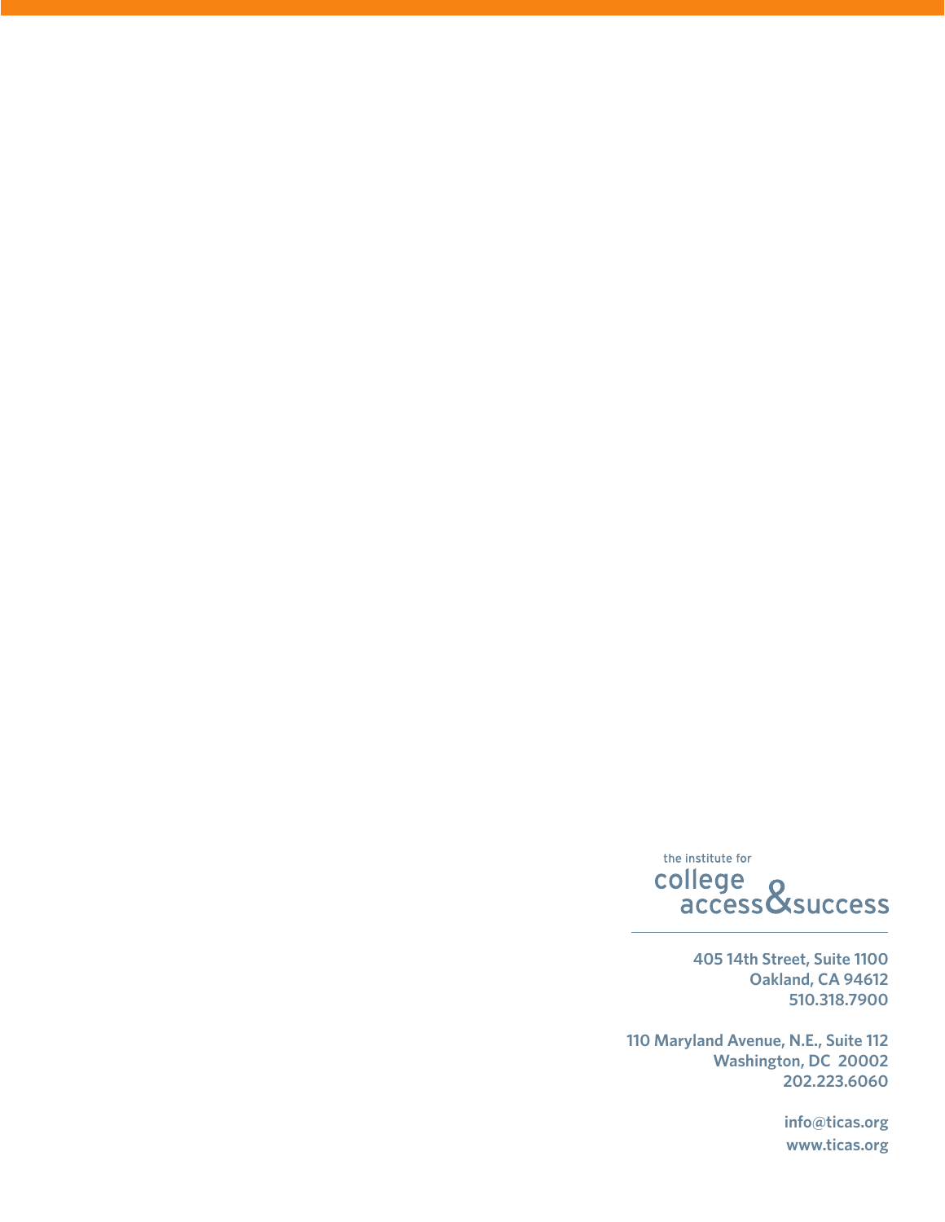the institute for
college access & success

405 14th Street, Suite 1100
Oakland, CA 94612
510.318.7900

110 Maryland Avenue, N.E., Suite 112
Washington, DC 20002
202.223.6060

info@ticas.org
www.ticas.org